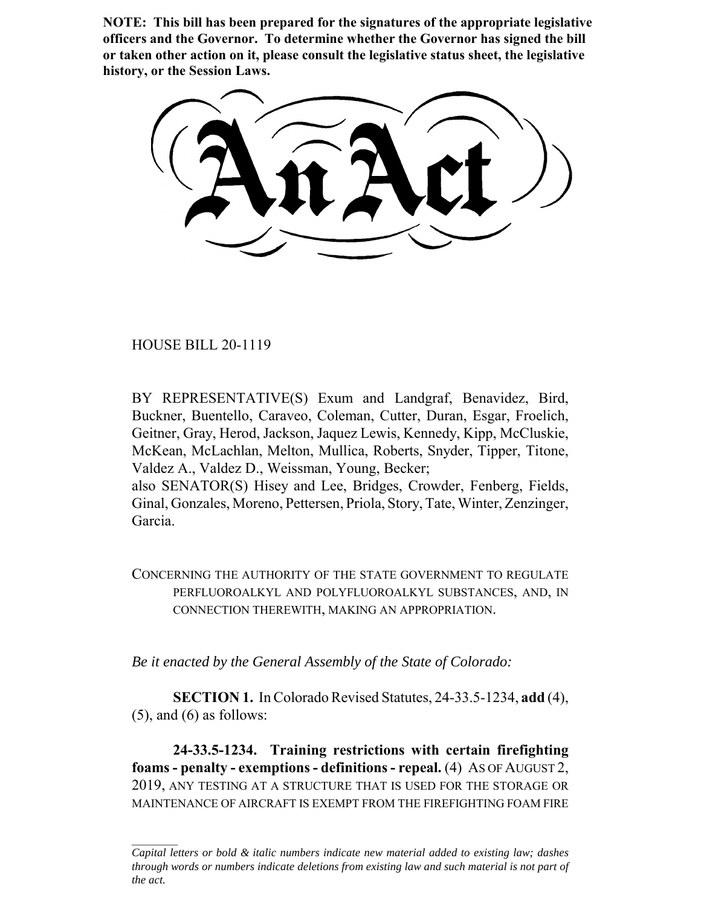**NOTE: This bill has been prepared for the signatures of the appropriate legislative officers and the Governor. To determine whether the Governor has signed the bill or taken other action on it, please consult the legislative status sheet, the legislative history, or the Session Laws.**

# An Act

HOUSE BILL 20-1119

BY REPRESENTATIVE(S) Exum and Landgraf, Benavidez, Bird, Buckner, Buentello, Caraveo, Coleman, Cutter, Duran, Esgar, Froelich, Geitner, Gray, Herod, Jackson, Jaquez Lewis, Kennedy, Kipp, McCluskie, McKean, McLachlan, Melton, Mullica, Roberts, Snyder, Tipper, Titone, Valdez A., Valdez D., Weissman, Young, Becker;
also SENATOR(S) Hisey and Lee, Bridges, Crowder, Fenberg, Fields, Ginal, Gonzales, Moreno, Pettersen, Priola, Story, Tate, Winter, Zenzinger, Garcia.

CONCERNING THE AUTHORITY OF THE STATE GOVERNMENT TO REGULATE PERFLUOROALKYL AND POLYFLUOROALKYL SUBSTANCES, AND, IN CONNECTION THEREWITH, MAKING AN APPROPRIATION.

*Be it enacted by the General Assembly of the State of Colorado:*

**SECTION 1.** In Colorado Revised Statutes, 24-33.5-1234, **add** (4), (5), and (6) as follows:

**24-33.5-1234. Training restrictions with certain firefighting foams - penalty - exemptions - definitions - repeal.** (4) AS OF AUGUST 2, 2019, ANY TESTING AT A STRUCTURE THAT IS USED FOR THE STORAGE OR MAINTENANCE OF AIRCRAFT IS EXEMPT FROM THE FIREFIGHTING FOAM FIRE

*Capital letters or bold & italic numbers indicate new material added to existing law; dashes through words or numbers indicate deletions from existing law and such material is not part of the act.*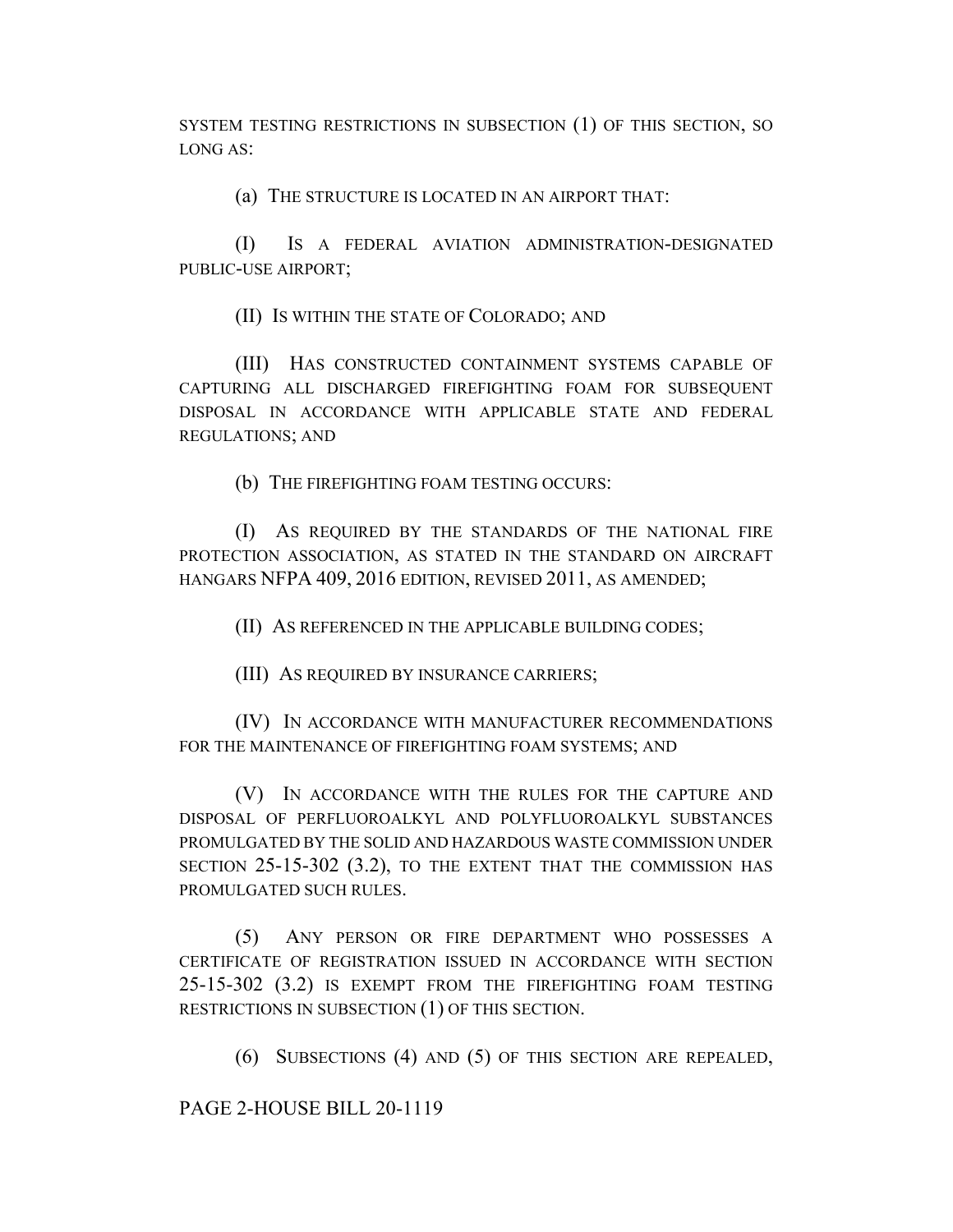SYSTEM TESTING RESTRICTIONS IN SUBSECTION (1) OF THIS SECTION, SO LONG AS:

(a) THE STRUCTURE IS LOCATED IN AN AIRPORT THAT:

(I) IS A FEDERAL AVIATION ADMINISTRATION-DESIGNATED PUBLIC-USE AIRPORT;

(II) IS WITHIN THE STATE OF COLORADO; AND

(III) HAS CONSTRUCTED CONTAINMENT SYSTEMS CAPABLE OF CAPTURING ALL DISCHARGED FIREFIGHTING FOAM FOR SUBSEQUENT DISPOSAL IN ACCORDANCE WITH APPLICABLE STATE AND FEDERAL REGULATIONS; AND

(b) THE FIREFIGHTING FOAM TESTING OCCURS:

(I) AS REQUIRED BY THE STANDARDS OF THE NATIONAL FIRE PROTECTION ASSOCIATION, AS STATED IN THE STANDARD ON AIRCRAFT HANGARS NFPA 409, 2016 EDITION, REVISED 2011, AS AMENDED;

(II) AS REFERENCED IN THE APPLICABLE BUILDING CODES;

(III) AS REQUIRED BY INSURANCE CARRIERS;

(IV) IN ACCORDANCE WITH MANUFACTURER RECOMMENDATIONS FOR THE MAINTENANCE OF FIREFIGHTING FOAM SYSTEMS; AND

(V) IN ACCORDANCE WITH THE RULES FOR THE CAPTURE AND DISPOSAL OF PERFLUOROALKYL AND POLYFLUOROALKYL SUBSTANCES PROMULGATED BY THE SOLID AND HAZARDOUS WASTE COMMISSION UNDER SECTION 25-15-302 (3.2), TO THE EXTENT THAT THE COMMISSION HAS PROMULGATED SUCH RULES.

(5) ANY PERSON OR FIRE DEPARTMENT WHO POSSESSES A CERTIFICATE OF REGISTRATION ISSUED IN ACCORDANCE WITH SECTION 25-15-302 (3.2) IS EXEMPT FROM THE FIREFIGHTING FOAM TESTING RESTRICTIONS IN SUBSECTION (1) OF THIS SECTION.

(6) SUBSECTIONS (4) AND (5) OF THIS SECTION ARE REPEALED,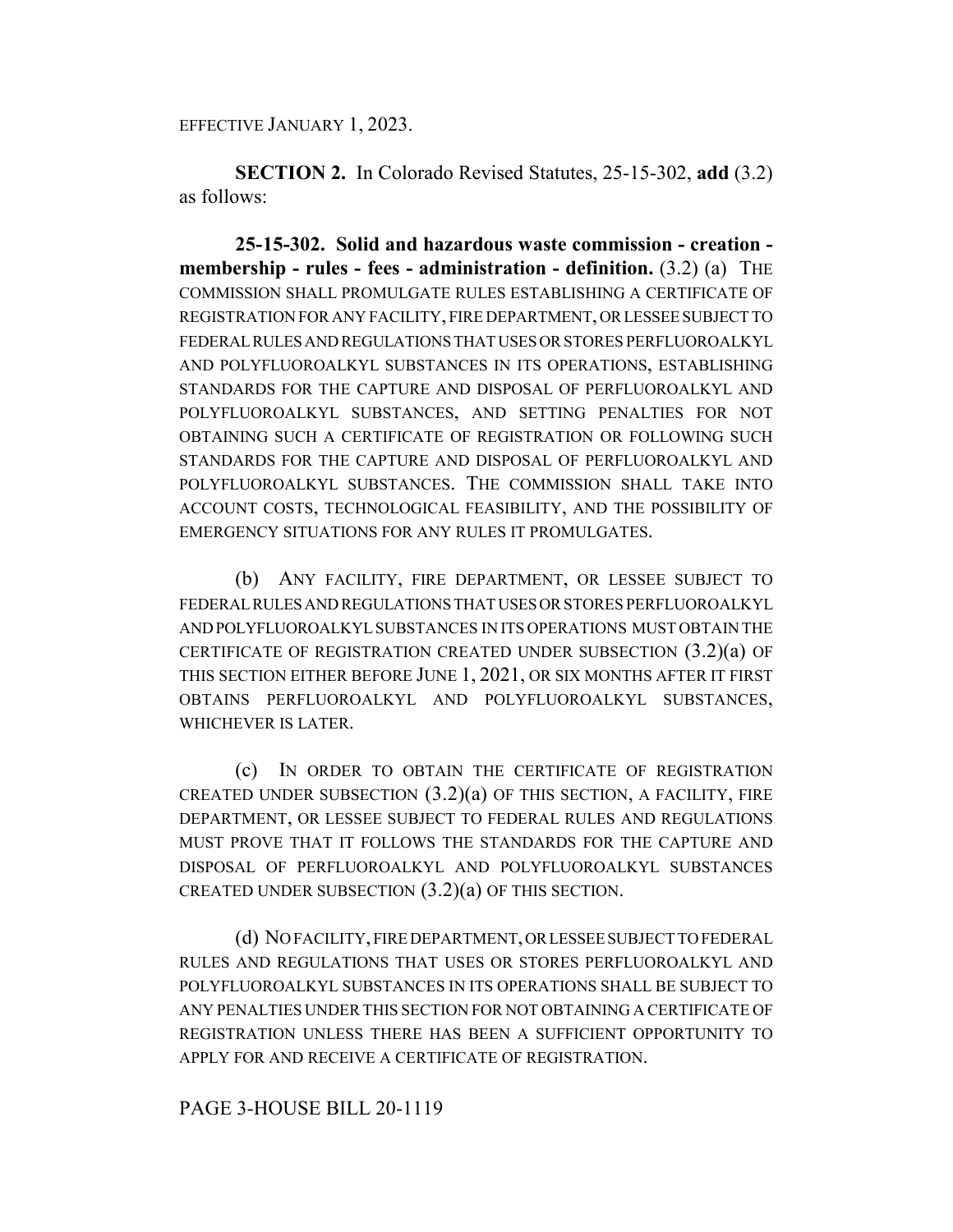EFFECTIVE JANUARY 1, 2023.

**SECTION 2.** In Colorado Revised Statutes, 25-15-302, **add** (3.2) as follows:

**25-15-302. Solid and hazardous waste commission - creation - membership - rules - fees - administration - definition.** (3.2) (a) THE COMMISSION SHALL PROMULGATE RULES ESTABLISHING A CERTIFICATE OF REGISTRATION FOR ANY FACILITY, FIRE DEPARTMENT, OR LESSEE SUBJECT TO FEDERAL RULES AND REGULATIONS THAT USES OR STORES PERFLUOROALKYL AND POLYFLUOROALKYL SUBSTANCES IN ITS OPERATIONS, ESTABLISHING STANDARDS FOR THE CAPTURE AND DISPOSAL OF PERFLUOROALKYL AND POLYFLUOROALKYL SUBSTANCES, AND SETTING PENALTIES FOR NOT OBTAINING SUCH A CERTIFICATE OF REGISTRATION OR FOLLOWING SUCH STANDARDS FOR THE CAPTURE AND DISPOSAL OF PERFLUOROALKYL AND POLYFLUOROALKYL SUBSTANCES. THE COMMISSION SHALL TAKE INTO ACCOUNT COSTS, TECHNOLOGICAL FEASIBILITY, AND THE POSSIBILITY OF EMERGENCY SITUATIONS FOR ANY RULES IT PROMULGATES.

(b) ANY FACILITY, FIRE DEPARTMENT, OR LESSEE SUBJECT TO FEDERAL RULES AND REGULATIONS THAT USES OR STORES PERFLUOROALKYL AND POLYFLUOROALKYL SUBSTANCES IN ITS OPERATIONS MUST OBTAIN THE CERTIFICATE OF REGISTRATION CREATED UNDER SUBSECTION (3.2)(a) OF THIS SECTION EITHER BEFORE JUNE 1, 2021, OR SIX MONTHS AFTER IT FIRST OBTAINS PERFLUOROALKYL AND POLYFLUOROALKYL SUBSTANCES, WHICHEVER IS LATER.

(c) IN ORDER TO OBTAIN THE CERTIFICATE OF REGISTRATION CREATED UNDER SUBSECTION (3.2)(a) OF THIS SECTION, A FACILITY, FIRE DEPARTMENT, OR LESSEE SUBJECT TO FEDERAL RULES AND REGULATIONS MUST PROVE THAT IT FOLLOWS THE STANDARDS FOR THE CAPTURE AND DISPOSAL OF PERFLUOROALKYL AND POLYFLUOROALKYL SUBSTANCES CREATED UNDER SUBSECTION (3.2)(a) OF THIS SECTION.

(d) NO FACILITY, FIRE DEPARTMENT, OR LESSEE SUBJECT TO FEDERAL RULES AND REGULATIONS THAT USES OR STORES PERFLUOROALKYL AND POLYFLUOROALKYL SUBSTANCES IN ITS OPERATIONS SHALL BE SUBJECT TO ANY PENALTIES UNDER THIS SECTION FOR NOT OBTAINING A CERTIFICATE OF REGISTRATION UNLESS THERE HAS BEEN A SUFFICIENT OPPORTUNITY TO APPLY FOR AND RECEIVE A CERTIFICATE OF REGISTRATION.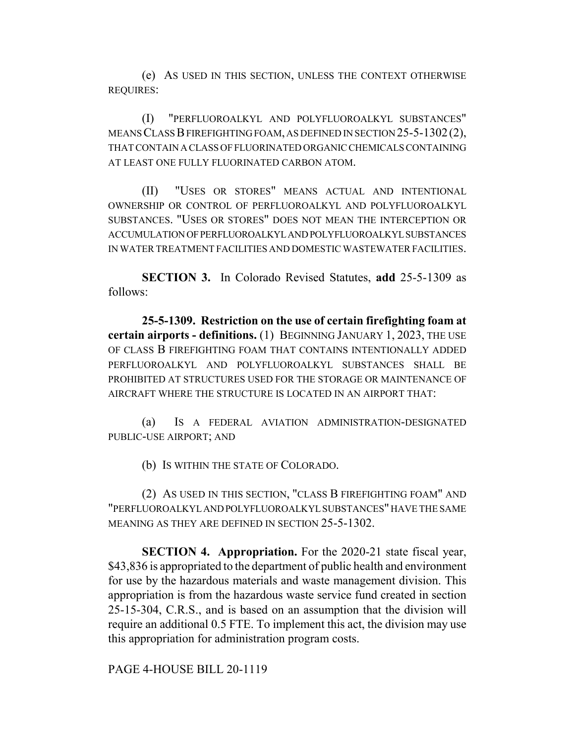(e) AS USED IN THIS SECTION, UNLESS THE CONTEXT OTHERWISE REQUIRES:

(I) "PERFLUOROALKYL AND POLYFLUOROALKYL SUBSTANCES" MEANS CLASS B FIREFIGHTING FOAM, AS DEFINED IN SECTION 25-5-1302 (2), THAT CONTAIN A CLASS OF FLUORINATED ORGANIC CHEMICALS CONTAINING AT LEAST ONE FULLY FLUORINATED CARBON ATOM.

(II) "USES OR STORES" MEANS ACTUAL AND INTENTIONAL OWNERSHIP OR CONTROL OF PERFLUOROALKYL AND POLYFLUOROALKYL SUBSTANCES. "USES OR STORES" DOES NOT MEAN THE INTERCEPTION OR ACCUMULATION OF PERFLUOROALKYL AND POLYFLUOROALKYL SUBSTANCES IN WATER TREATMENT FACILITIES AND DOMESTIC WASTEWATER FACILITIES.

**SECTION 3.** In Colorado Revised Statutes, **add** 25-5-1309 as follows:

**25-5-1309. Restriction on the use of certain firefighting foam at certain airports - definitions.** (1) BEGINNING JANUARY 1, 2023, THE USE OF CLASS B FIREFIGHTING FOAM THAT CONTAINS INTENTIONALLY ADDED PERFLUOROALKYL AND POLYFLUOROALKYL SUBSTANCES SHALL BE PROHIBITED AT STRUCTURES USED FOR THE STORAGE OR MAINTENANCE OF AIRCRAFT WHERE THE STRUCTURE IS LOCATED IN AN AIRPORT THAT:

(a) IS A FEDERAL AVIATION ADMINISTRATION-DESIGNATED PUBLIC-USE AIRPORT; AND

(b) IS WITHIN THE STATE OF COLORADO.

(2) AS USED IN THIS SECTION, "CLASS B FIREFIGHTING FOAM" AND "PERFLUOROALKYL AND POLYFLUOROALKYL SUBSTANCES" HAVE THE SAME MEANING AS THEY ARE DEFINED IN SECTION 25-5-1302.

**SECTION 4. Appropriation.** For the 2020-21 state fiscal year, $43,836 is appropriated to the department of public health and environment for use by the hazardous materials and waste management division. This appropriation is from the hazardous waste service fund created in section 25-15-304, C.R.S., and is based on an assumption that the division will require an additional 0.5 FTE. To implement this act, the division may use this appropriation for administration program costs.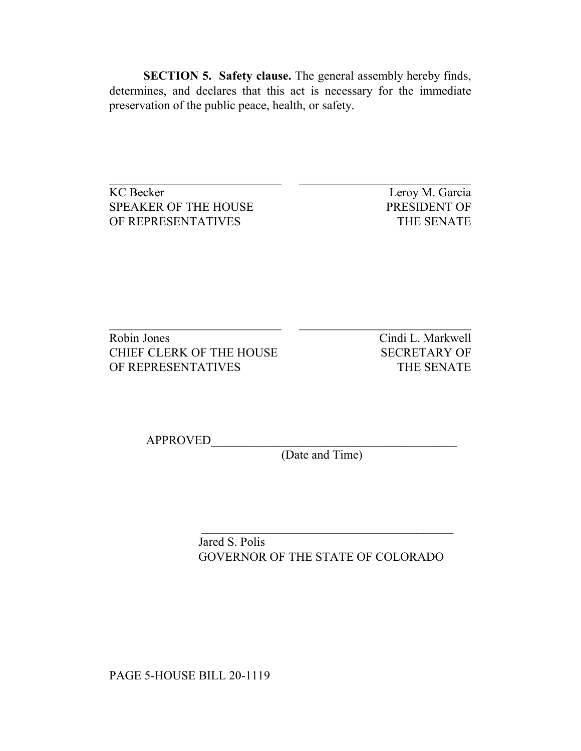**SECTION 5. Safety clause.** The general assembly hereby finds, determines, and declares that this act is necessary for the immediate preservation of the public peace, health, or safety.

____________________________
KC Becker
SPEAKER OF THE HOUSE
OF REPRESENTATIVES

____________________________
Leroy M. Garcia
PRESIDENT OF
THE SENATE

____________________________
Robin Jones
CHIEF CLERK OF THE HOUSE
OF REPRESENTATIVES

____________________________
Cindi L. Markwell
SECRETARY OF
THE SENATE

APPROVED________________________________________
(Date and Time)

_________________________________________
Jared S. Polis
GOVERNOR OF THE STATE OF COLORADO

PAGE 5-HOUSE BILL 20-1119